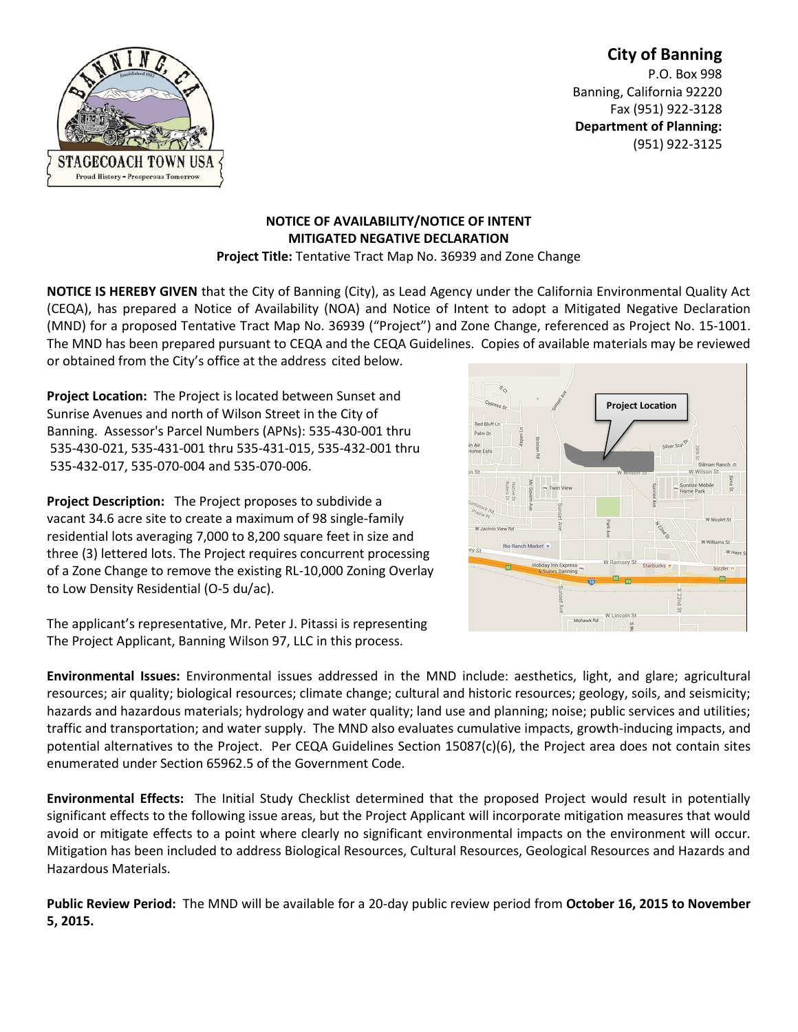**City of Banning**

P.O. Box 998
Banning, California 92220
Fax (951) 922-3128
**Department of Planning:**
(951) 922-3125

## NOTICE OF AVAILABILITY/NOTICE OF INTENT
## MITIGATED NEGATIVE DECLARATION

**Project Title:** Tentative Tract Map No. 36939 and Zone Change

**NOTICE IS HEREBY GIVEN** that the City of Banning (City), as Lead Agency under the California Environmental Quality Act (CEQA), has prepared a Notice of Availability (NOA) and Notice of Intent to adopt a Mitigated Negative Declaration (MND) for a proposed Tentative Tract Map No. 36939 ("Project") and Zone Change, referenced as Project No. 15-1001. The MND has been prepared pursuant to CEQA and the CEQA Guidelines. Copies of available materials may be reviewed or obtained from the City's office at the address cited below.

**Project Location:** The Project is located between Sunset and Sunrise Avenues and north of Wilson Street in the City of Banning. Assessor's Parcel Numbers (APNs): 535-430-001 thru 535-430-021, 535-431-001 thru 535-431-015, 535-432-001 thru 535-432-017, 535-070-004 and 535-070-006.

**Project Description:** The Project proposes to subdivide a vacant 34.6 acre site to create a maximum of 98 single-family residential lots averaging 7,000 to 8,200 square feet in size and three (3) lettered lots. The Project requires concurrent processing of a Zone Change to remove the existing RL-10,000 Zoning Overlay to Low Density Residential (O-5 du/ac).

The applicant's representative, Mr. Peter J. Pitassi is representing The Project Applicant, Banning Wilson 97, LLC in this process.

**Environmental Issues:** Environmental issues addressed in the MND include: aesthetics, light, and glare; agricultural resources; air quality; biological resources; climate change; cultural and historic resources; geology, soils, and seismicity; hazards and hazardous materials; hydrology and water quality; land use and planning; noise; public services and utilities; traffic and transportation; and water supply. The MND also evaluates cumulative impacts, growth-inducing impacts, and potential alternatives to the Project. Per CEQA Guidelines Section 15087(c)(6), the Project area does not contain sites enumerated under Section 65962.5 of the Government Code.

**Environmental Effects:** The Initial Study Checklist determined that the proposed Project would result in potentially significant effects to the following issue areas, but the Project Applicant will incorporate mitigation measures that would avoid or mitigate effects to a point where clearly no significant environmental impacts on the environment will occur. Mitigation has been included to address Biological Resources, Cultural Resources, Geological Resources and Hazards and Hazardous Materials.

**Public Review Period:** The MND will be available for a 20-day public review period from **October 16, 2015 to November 5, 2015.**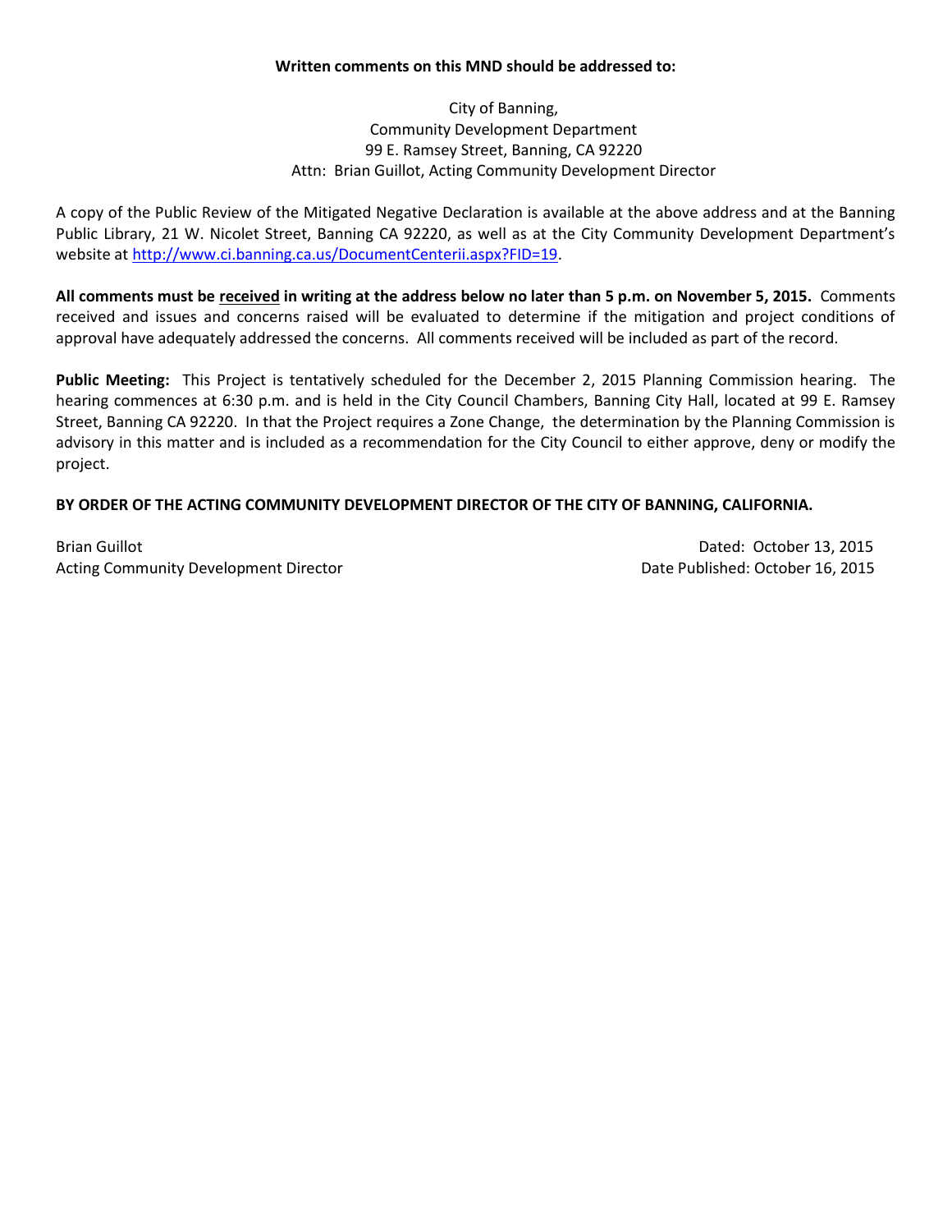**Written comments on this MND should be addressed to:**

City of Banning,
Community Development Department
99 E. Ramsey Street, Banning, CA 92220
Attn: Brian Guillot, Acting Community Development Director

A copy of the Public Review of the Mitigated Negative Declaration is available at the above address and at the Banning Public Library, 21 W. Nicolet Street, Banning CA 92220, as well as at the City Community Development Department's website at http://www.ci.banning.ca.us/DocumentCenterii.aspx?FID=19.

**All comments must be received in writing at the address below no later than 5 p.m. on November 5, 2015.** Comments received and issues and concerns raised will be evaluated to determine if the mitigation and project conditions of approval have adequately addressed the concerns. All comments received will be included as part of the record.

**Public Meeting:** This Project is tentatively scheduled for the December 2, 2015 Planning Commission hearing. The hearing commences at 6:30 p.m. and is held in the City Council Chambers, Banning City Hall, located at 99 E. Ramsey Street, Banning CA 92220. In that the Project requires a Zone Change, the determination by the Planning Commission is advisory in this matter and is included as a recommendation for the City Council to either approve, deny or modify the project.

**BY ORDER OF THE ACTING COMMUNITY DEVELOPMENT DIRECTOR OF THE CITY OF BANNING, CALIFORNIA.**

Brian Guillot
Acting Community Development Director

Dated: October 13, 2015
Date Published: October 16, 2015